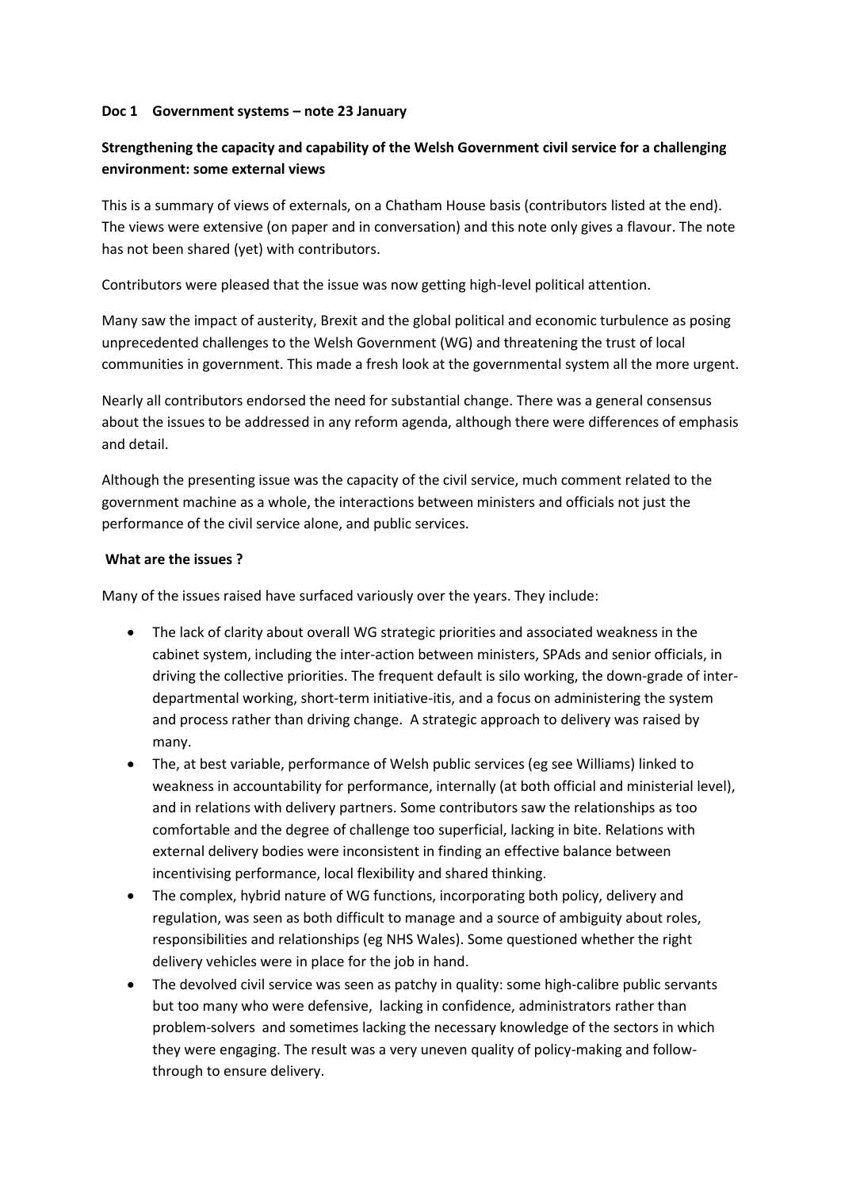**Doc 1 Government systems – note 23 January**

**Strengthening the capacity and capability of the Welsh Government civil service for a challenging environment: some external views**

This is a summary of views of externals, on a Chatham House basis (contributors listed at the end). The views were extensive (on paper and in conversation) and this note only gives a flavour. The note has not been shared (yet) with contributors.

Contributors were pleased that the issue was now getting high-level political attention.

Many saw the impact of austerity, Brexit and the global political and economic turbulence as posing unprecedented challenges to the Welsh Government (WG) and threatening the trust of local communities in government. This made a fresh look at the governmental system all the more urgent.

Nearly all contributors endorsed the need for substantial change. There was a general consensus about the issues to be addressed in any reform agenda, although there were differences of emphasis and detail.

Although the presenting issue was the capacity of the civil service, much comment related to the government machine as a whole, the interactions between ministers and officials not just the performance of the civil service alone, and public services.

**What are the issues ?**

Many of the issues raised have surfaced variously over the years. They include:

- The lack of clarity about overall WG strategic priorities and associated weakness in the cabinet system, including the inter-action between ministers, SPAds and senior officials, in driving the collective priorities. The frequent default is silo working, the down-grade of inter-departmental working, short-term initiative-itis, and a focus on administering the system and process rather than driving change. A strategic approach to delivery was raised by many.
- The, at best variable, performance of Welsh public services (eg see Williams) linked to weakness in accountability for performance, internally (at both official and ministerial level), and in relations with delivery partners. Some contributors saw the relationships as too comfortable and the degree of challenge too superficial, lacking in bite. Relations with external delivery bodies were inconsistent in finding an effective balance between incentivising performance, local flexibility and shared thinking.
- The complex, hybrid nature of WG functions, incorporating both policy, delivery and regulation, was seen as both difficult to manage and a source of ambiguity about roles, responsibilities and relationships (eg NHS Wales). Some questioned whether the right delivery vehicles were in place for the job in hand.
- The devolved civil service was seen as patchy in quality: some high-calibre public servants but too many who were defensive, lacking in confidence, administrators rather than problem-solvers and sometimes lacking the necessary knowledge of the sectors in which they were engaging. The result was a very uneven quality of policy-making and follow-through to ensure delivery.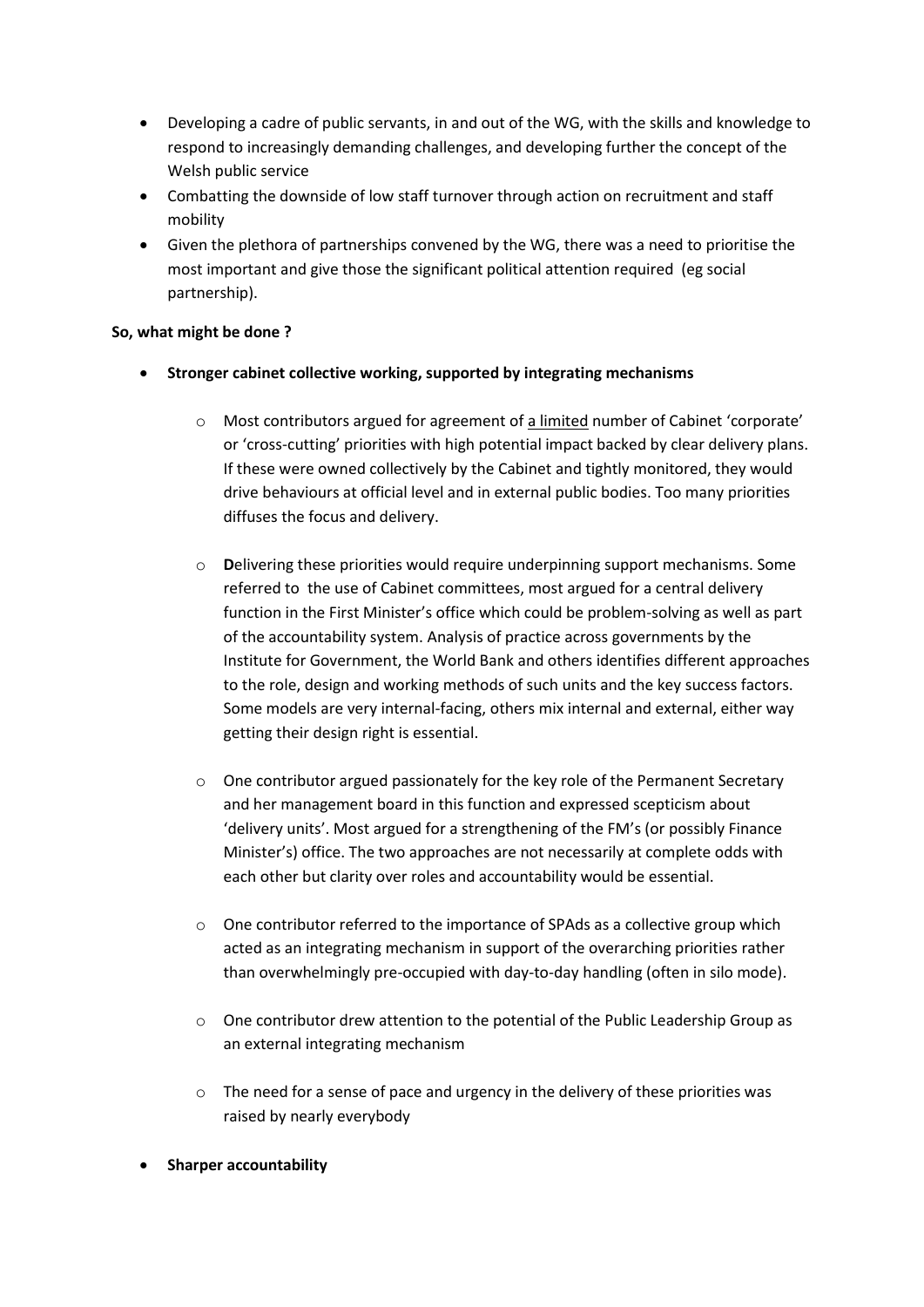- Developing a cadre of public servants, in and out of the WG, with the skills and knowledge to respond to increasingly demanding challenges, and developing further the concept of the Welsh public service
- Combatting the downside of low staff turnover through action on recruitment and staff mobility
- Given the plethora of partnerships convened by the WG, there was a need to prioritise the most important and give those the significant political attention required (eg social partnership).

**So, what might be done ?**

- **Stronger cabinet collective working, supported by integrating mechanisms**

    - Most contributors argued for agreement of a limited number of Cabinet 'corporate' or 'cross-cutting' priorities with high potential impact backed by clear delivery plans. If these were owned collectively by the Cabinet and tightly monitored, they would drive behaviours at official level and in external public bodies. Too many priorities diffuses the focus and delivery.

    - **D**elivering these priorities would require underpinning support mechanisms. Some referred to the use of Cabinet committees, most argued for a central delivery function in the First Minister's office which could be problem-solving as well as part of the accountability system. Analysis of practice across governments by the Institute for Government, the World Bank and others identifies different approaches to the role, design and working methods of such units and the key success factors. Some models are very internal-facing, others mix internal and external, either way getting their design right is essential.

    - One contributor argued passionately for the key role of the Permanent Secretary and her management board in this function and expressed scepticism about 'delivery units'. Most argued for a strengthening of the FM's (or possibly Finance Minister's) office. The two approaches are not necessarily at complete odds with each other but clarity over roles and accountability would be essential.

    - One contributor referred to the importance of SPAds as a collective group which acted as an integrating mechanism in support of the overarching priorities rather than overwhelmingly pre-occupied with day-to-day handling (often in silo mode).

    - One contributor drew attention to the potential of the Public Leadership Group as an external integrating mechanism

    - The need for a sense of pace and urgency in the delivery of these priorities was raised by nearly everybody

- **Sharper accountability**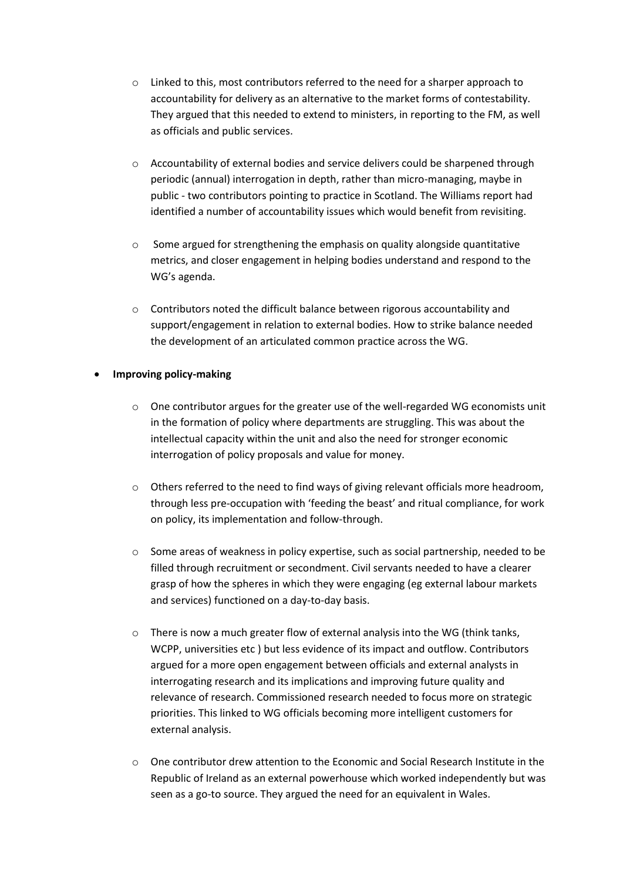- Linked to this, most contributors referred to the need for a sharper approach to accountability for delivery as an alternative to the market forms of contestability. They argued that this needed to extend to ministers, in reporting to the FM, as well as officials and public services.

- Accountability of external bodies and service delivers could be sharpened through periodic (annual) interrogation in depth, rather than micro-managing, maybe in public - two contributors pointing to practice in Scotland. The Williams report had identified a number of accountability issues which would benefit from revisiting.

- Some argued for strengthening the emphasis on quality alongside quantitative metrics, and closer engagement in helping bodies understand and respond to the WG's agenda.

- Contributors noted the difficult balance between rigorous accountability and support/engagement in relation to external bodies. How to strike balance needed the development of an articulated common practice across the WG.

- **Improving policy-making**

  - One contributor argues for the greater use of the well-regarded WG economists unit in the formation of policy where departments are struggling. This was about the intellectual capacity within the unit and also the need for stronger economic interrogation of policy proposals and value for money.

  - Others referred to the need to find ways of giving relevant officials more headroom, through less pre-occupation with 'feeding the beast' and ritual compliance, for work on policy, its implementation and follow-through.

  - Some areas of weakness in policy expertise, such as social partnership, needed to be filled through recruitment or secondment. Civil servants needed to have a clearer grasp of how the spheres in which they were engaging (eg external labour markets and services) functioned on a day-to-day basis.

  - There is now a much greater flow of external analysis into the WG (think tanks, WCPP, universities etc ) but less evidence of its impact and outflow. Contributors argued for a more open engagement between officials and external analysts in interrogating research and its implications and improving future quality and relevance of research. Commissioned research needed to focus more on strategic priorities. This linked to WG officials becoming more intelligent customers for external analysis.

  - One contributor drew attention to the Economic and Social Research Institute in the Republic of Ireland as an external powerhouse which worked independently but was seen as a go-to source. They argued the need for an equivalent in Wales.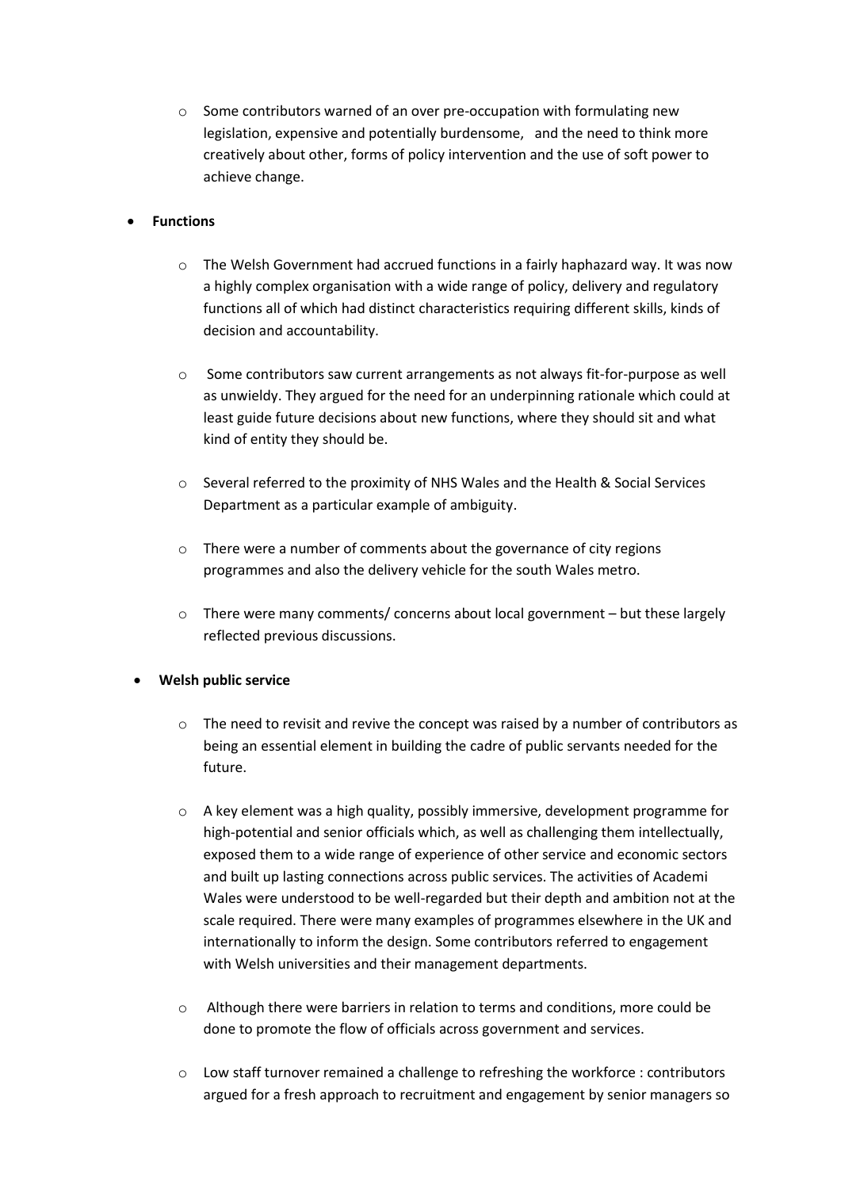- Some contributors warned of an over pre-occupation with formulating new legislation, expensive and potentially burdensome, and the need to think more creatively about other, forms of policy intervention and the use of soft power to achieve change.

- **Functions**

    - The Welsh Government had accrued functions in a fairly haphazard way. It was now a highly complex organisation with a wide range of policy, delivery and regulatory functions all of which had distinct characteristics requiring different skills, kinds of decision and accountability.

    - Some contributors saw current arrangements as not always fit-for-purpose as well as unwieldy. They argued for the need for an underpinning rationale which could at least guide future decisions about new functions, where they should sit and what kind of entity they should be.

    - Several referred to the proximity of NHS Wales and the Health & Social Services Department as a particular example of ambiguity.

    - There were a number of comments about the governance of city regions programmes and also the delivery vehicle for the south Wales metro.

    - There were many comments/ concerns about local government – but these largely reflected previous discussions.

- **Welsh public service**

    - The need to revisit and revive the concept was raised by a number of contributors as being an essential element in building the cadre of public servants needed for the future.

    - A key element was a high quality, possibly immersive, development programme for high-potential and senior officials which, as well as challenging them intellectually, exposed them to a wide range of experience of other service and economic sectors and built up lasting connections across public services. The activities of Academi Wales were understood to be well-regarded but their depth and ambition not at the scale required. There were many examples of programmes elsewhere in the UK and internationally to inform the design. Some contributors referred to engagement with Welsh universities and their management departments.

    - Although there were barriers in relation to terms and conditions, more could be done to promote the flow of officials across government and services.

    - Low staff turnover remained a challenge to refreshing the workforce : contributors argued for a fresh approach to recruitment and engagement by senior managers so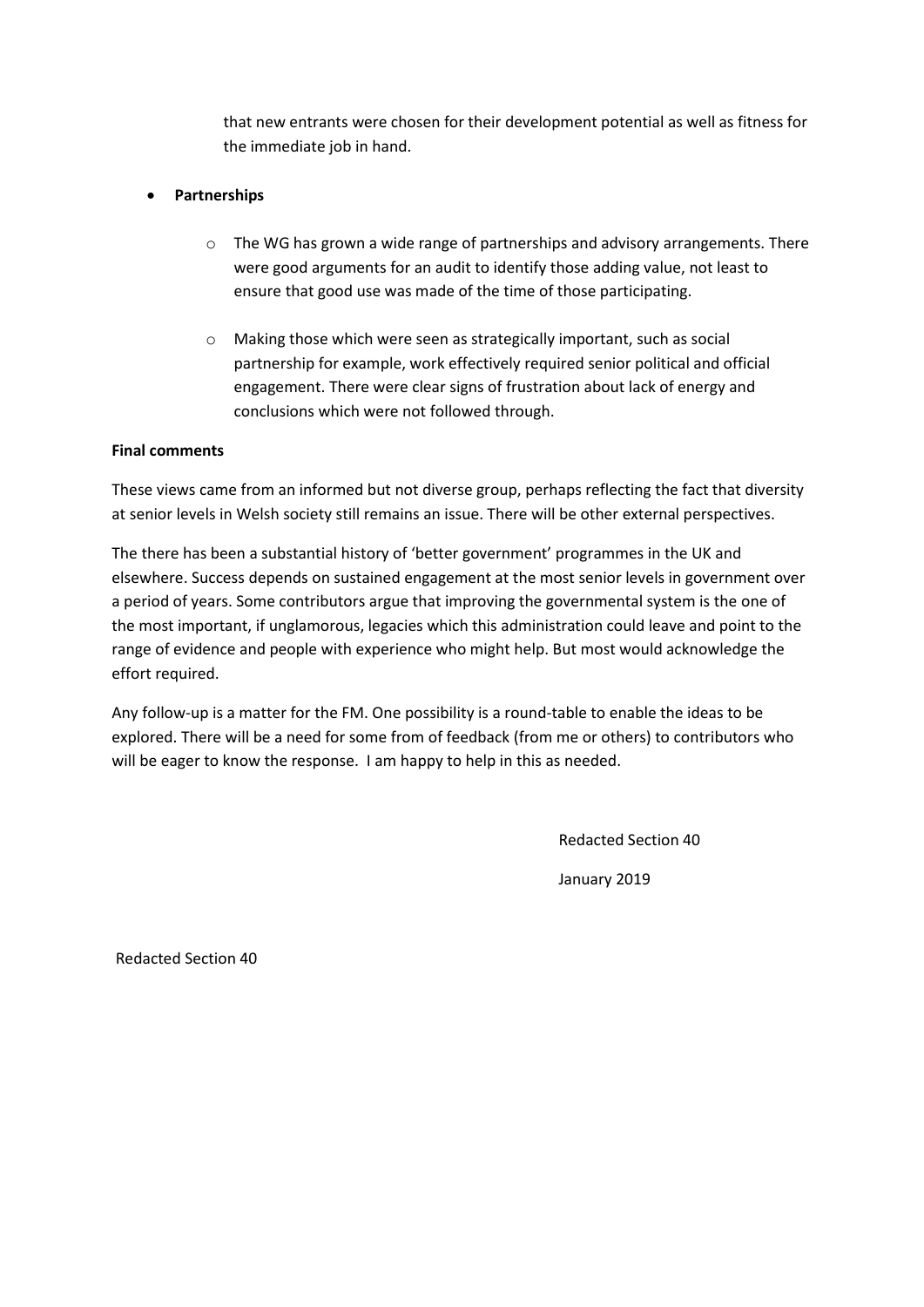that new entrants were chosen for their development potential as well as fitness for the immediate job in hand.

- **Partnerships**

  - The WG has grown a wide range of partnerships and advisory arrangements. There were good arguments for an audit to identify those adding value, not least to ensure that good use was made of the time of those participating.

  - Making those which were seen as strategically important, such as social partnership for example, work effectively required senior political and official engagement. There were clear signs of frustration about lack of energy and conclusions which were not followed through.

**Final comments**

These views came from an informed but not diverse group, perhaps reflecting the fact that diversity at senior levels in Welsh society still remains an issue. There will be other external perspectives.

The there has been a substantial history of 'better government' programmes in the UK and elsewhere. Success depends on sustained engagement at the most senior levels in government over a period of years. Some contributors argue that improving the governmental system is the one of the most important, if unglamorous, legacies which this administration could leave and point to the range of evidence and people with experience who might help. But most would acknowledge the effort required.

Any follow-up is a matter for the FM. One possibility is a round-table to enable the ideas to be explored. There will be a need for some from of feedback (from me or others) to contributors who will be eager to know the response. I am happy to help in this as needed.

Redacted Section 40

January 2019

Redacted Section 40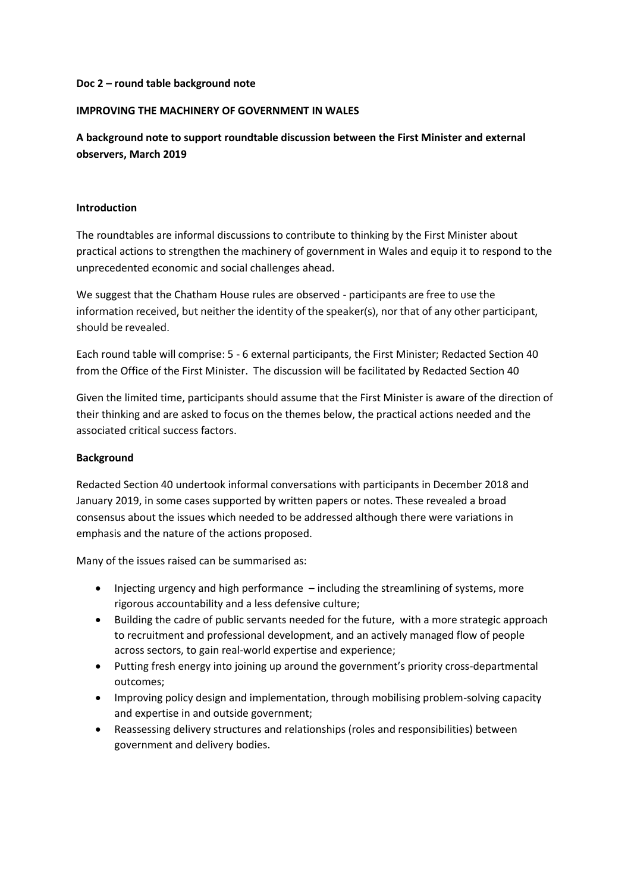**Doc 2 – round table background note**

**IMPROVING THE MACHINERY OF GOVERNMENT IN WALES**

**A background note to support roundtable discussion between the First Minister and external observers, March 2019**

**Introduction**

The roundtables are informal discussions to contribute to thinking by the First Minister about practical actions to strengthen the machinery of government in Wales and equip it to respond to the unprecedented economic and social challenges ahead.

We suggest that the Chatham House rules are observed - participants are free to use the information received, but neither the identity of the speaker(s), nor that of any other participant, should be revealed.

Each round table will comprise: 5 - 6 external participants, the First Minister; Redacted Section 40 from the Office of the First Minister. The discussion will be facilitated by Redacted Section 40

Given the limited time, participants should assume that the First Minister is aware of the direction of their thinking and are asked to focus on the themes below, the practical actions needed and the associated critical success factors.

**Background**

Redacted Section 40 undertook informal conversations with participants in December 2018 and January 2019, in some cases supported by written papers or notes. These revealed a broad consensus about the issues which needed to be addressed although there were variations in emphasis and the nature of the actions proposed.

Many of the issues raised can be summarised as:

- Injecting urgency and high performance – including the streamlining of systems, more rigorous accountability and a less defensive culture;
- Building the cadre of public servants needed for the future, with a more strategic approach to recruitment and professional development, and an actively managed flow of people across sectors, to gain real-world expertise and experience;
- Putting fresh energy into joining up around the government's priority cross-departmental outcomes;
- Improving policy design and implementation, through mobilising problem-solving capacity and expertise in and outside government;
- Reassessing delivery structures and relationships (roles and responsibilities) between government and delivery bodies.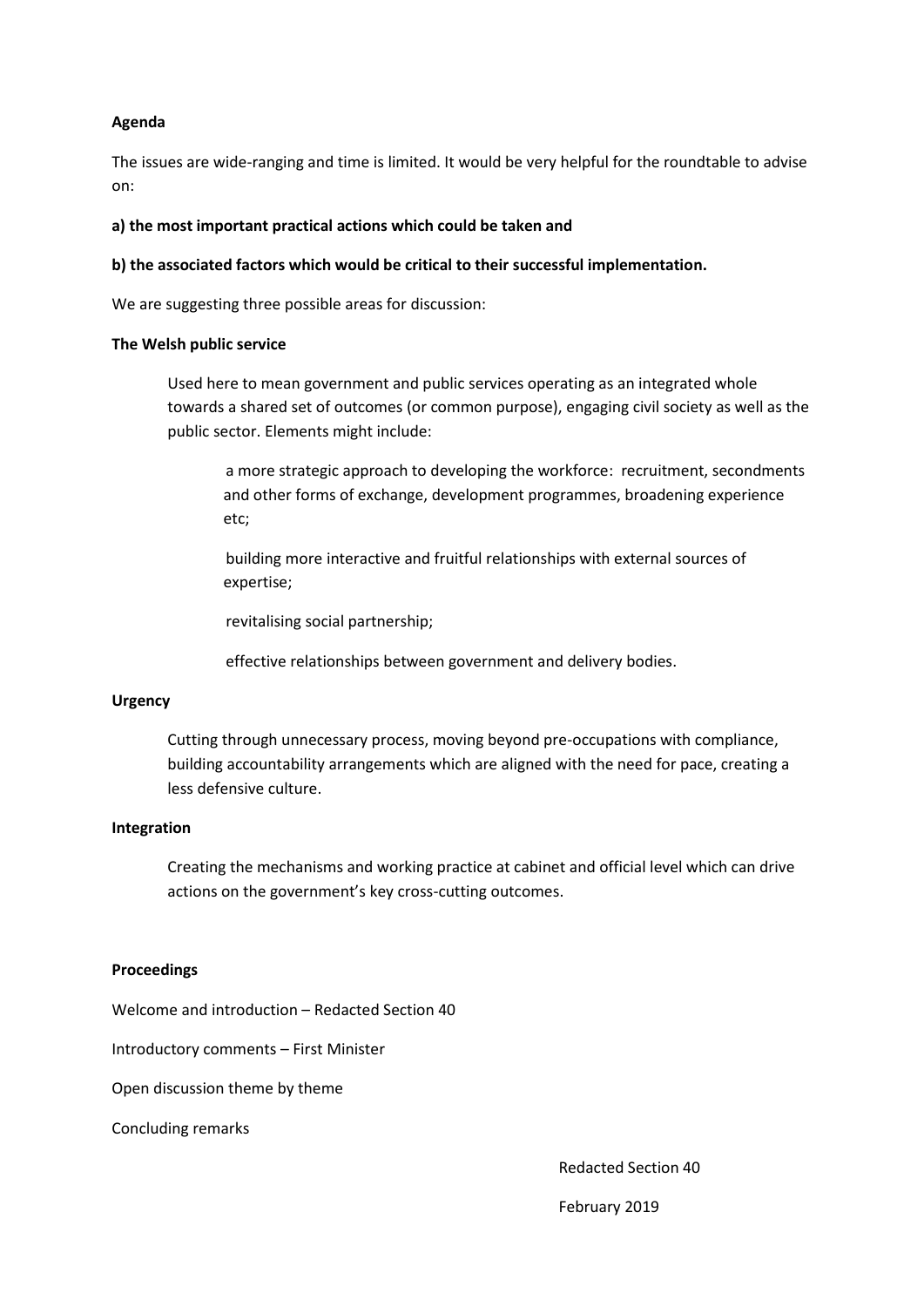**Agenda**

The issues are wide-ranging and time is limited. It would be very helpful for the roundtable to advise on:

**a) the most important practical actions which could be taken and**

**b) the associated factors which would be critical to their successful implementation.**

We are suggesting three possible areas for discussion:

**The Welsh public service**

Used here to mean government and public services operating as an integrated whole towards a shared set of outcomes (or common purpose), engaging civil society as well as the public sector. Elements might include:

- a more strategic approach to developing the workforce: recruitment, secondments and other forms of exchange, development programmes, broadening experience etc;
- building more interactive and fruitful relationships with external sources of expertise;
- revitalising social partnership;
- effective relationships between government and delivery bodies.

**Urgency**

Cutting through unnecessary process, moving beyond pre-occupations with compliance, building accountability arrangements which are aligned with the need for pace, creating a less defensive culture.

**Integration**

Creating the mechanisms and working practice at cabinet and official level which can drive actions on the government's key cross-cutting outcomes.

**Proceedings**

Welcome and introduction – Redacted Section 40

Introductory comments – First Minister

Open discussion theme by theme

Concluding remarks

Redacted Section 40

February 2019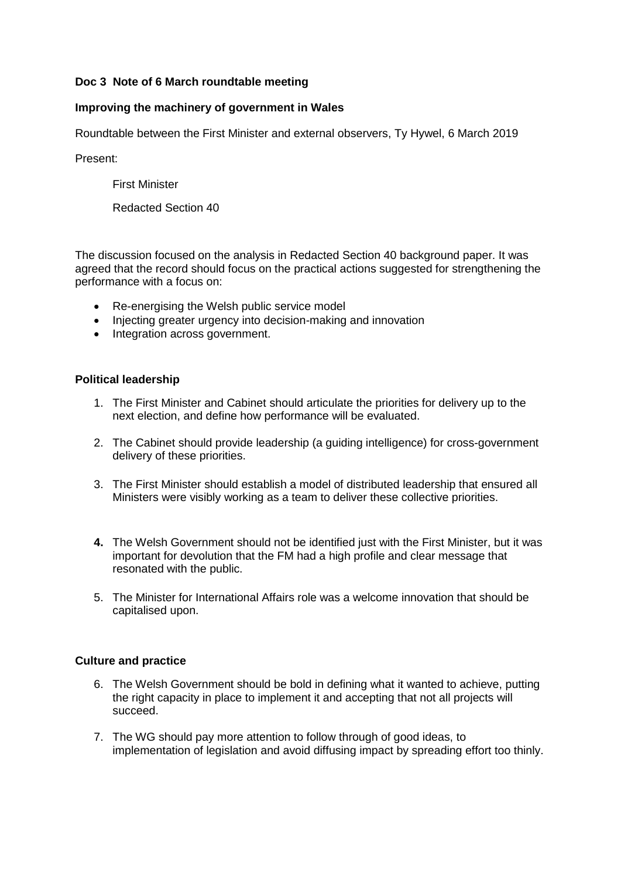**Doc 3 Note of 6 March roundtable meeting**

**Improving the machinery of government in Wales**

Roundtable between the First Minister and external observers, Ty Hywel, 6 March 2019

Present:

First Minister

Redacted Section 40

The discussion focused on the analysis in Redacted Section 40 background paper. It was agreed that the record should focus on the practical actions suggested for strengthening the performance with a focus on:

- Re-energising the Welsh public service model
- Injecting greater urgency into decision-making and innovation
- Integration across government.

**Political leadership**

1. The First Minister and Cabinet should articulate the priorities for delivery up to the next election, and define how performance will be evaluated.

2. The Cabinet should provide leadership (a guiding intelligence) for cross-government delivery of these priorities.

3. The First Minister should establish a model of distributed leadership that ensured all Ministers were visibly working as a team to deliver these collective priorities.

4. The Welsh Government should not be identified just with the First Minister, but it was important for devolution that the FM had a high profile and clear message that resonated with the public.

5. The Minister for International Affairs role was a welcome innovation that should be capitalised upon.

**Culture and practice**

6. The Welsh Government should be bold in defining what it wanted to achieve, putting the right capacity in place to implement it and accepting that not all projects will succeed.

7. The WG should pay more attention to follow through of good ideas, to implementation of legislation and avoid diffusing impact by spreading effort too thinly.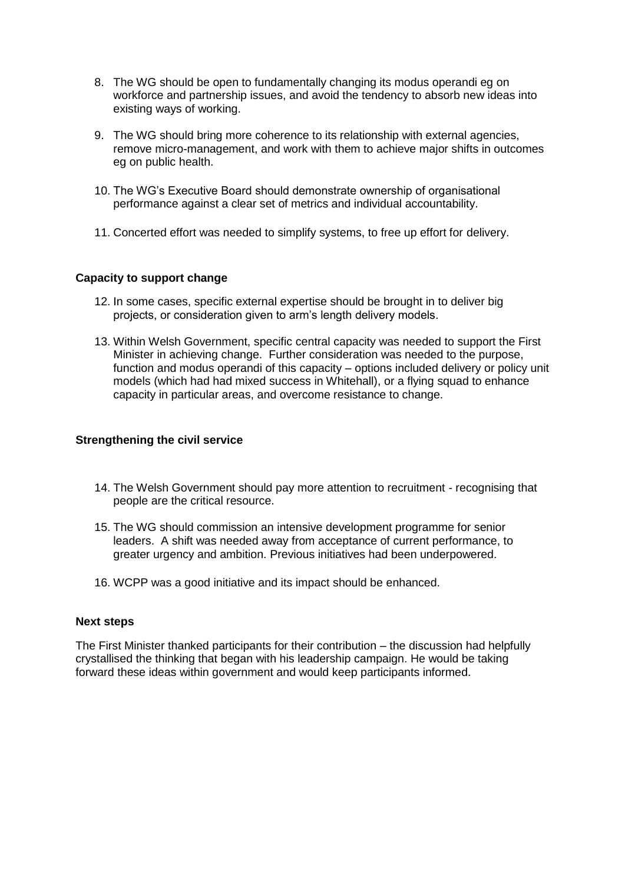8. The WG should be open to fundamentally changing its modus operandi eg on workforce and partnership issues, and avoid the tendency to absorb new ideas into existing ways of working.

9. The WG should bring more coherence to its relationship with external agencies, remove micro-management, and work with them to achieve major shifts in outcomes eg on public health.

10. The WG's Executive Board should demonstrate ownership of organisational performance against a clear set of metrics and individual accountability.

11. Concerted effort was needed to simplify systems, to free up effort for delivery.

**Capacity to support change**

12. In some cases, specific external expertise should be brought in to deliver big projects, or consideration given to arm's length delivery models.

13. Within Welsh Government, specific central capacity was needed to support the First Minister in achieving change. Further consideration was needed to the purpose, function and modus operandi of this capacity – options included delivery or policy unit models (which had had mixed success in Whitehall), or a flying squad to enhance capacity in particular areas, and overcome resistance to change.

**Strengthening the civil service**

14. The Welsh Government should pay more attention to recruitment - recognising that people are the critical resource.

15. The WG should commission an intensive development programme for senior leaders. A shift was needed away from acceptance of current performance, to greater urgency and ambition. Previous initiatives had been underpowered.

16. WCPP was a good initiative and its impact should be enhanced.

**Next steps**

The First Minister thanked participants for their contribution – the discussion had helpfully crystallised the thinking that began with his leadership campaign. He would be taking forward these ideas within government and would keep participants informed.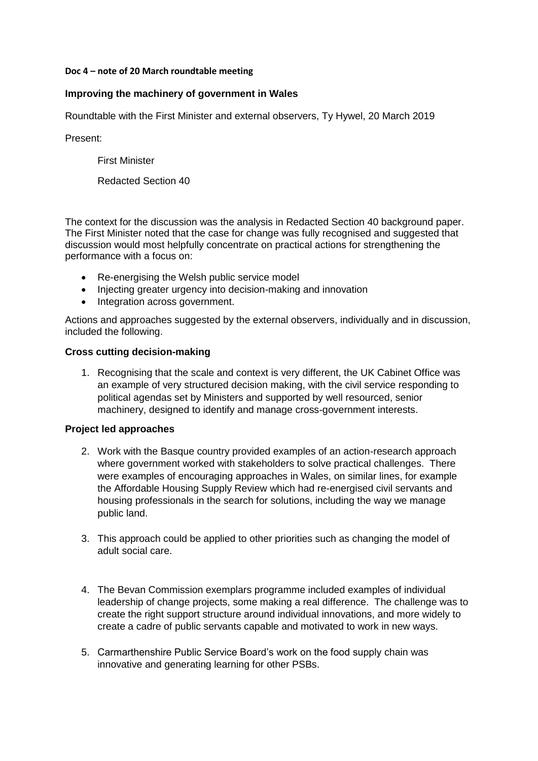**Doc 4 – note of 20 March roundtable meeting**

## Improving the machinery of government in Wales

Roundtable with the First Minister and external observers, Ty Hywel, 20 March 2019

Present:

First Minister

Redacted Section 40

The context for the discussion was the analysis in Redacted Section 40 background paper. The First Minister noted that the case for change was fully recognised and suggested that discussion would most helpfully concentrate on practical actions for strengthening the performance with a focus on:

- Re-energising the Welsh public service model
- Injecting greater urgency into decision-making and innovation
- Integration across government.

Actions and approaches suggested by the external observers, individually and in discussion, included the following.

### Cross cutting decision-making

1. Recognising that the scale and context is very different, the UK Cabinet Office was an example of very structured decision making, with the civil service responding to political agendas set by Ministers and supported by well resourced, senior machinery, designed to identify and manage cross-government interests.

### Project led approaches

2. Work with the Basque country provided examples of an action-research approach where government worked with stakeholders to solve practical challenges. There were examples of encouraging approaches in Wales, on similar lines, for example the Affordable Housing Supply Review which had re-energised civil servants and housing professionals in the search for solutions, including the way we manage public land.

3. This approach could be applied to other priorities such as changing the model of adult social care.

4. The Bevan Commission exemplars programme included examples of individual leadership of change projects, some making a real difference. The challenge was to create the right support structure around individual innovations, and more widely to create a cadre of public servants capable and motivated to work in new ways.

5. Carmarthenshire Public Service Board's work on the food supply chain was innovative and generating learning for other PSBs.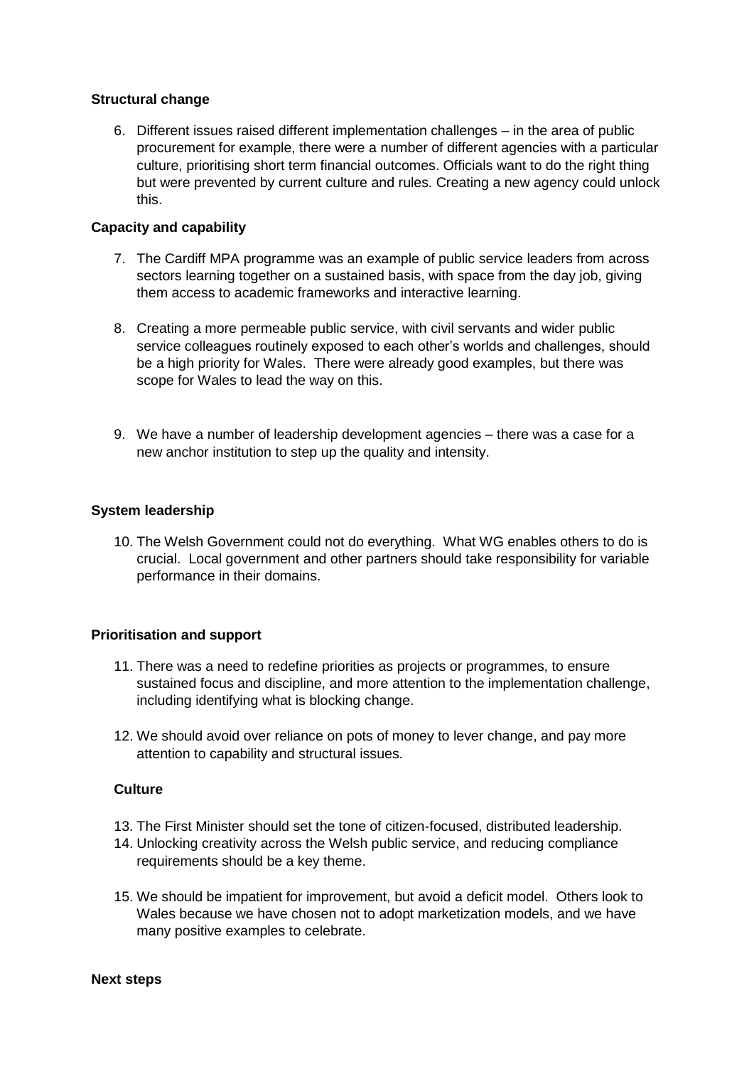**Structural change**

6. Different issues raised different implementation challenges – in the area of public procurement for example, there were a number of different agencies with a particular culture, prioritising short term financial outcomes. Officials want to do the right thing but were prevented by current culture and rules. Creating a new agency could unlock this.

**Capacity and capability**

7. The Cardiff MPA programme was an example of public service leaders from across sectors learning together on a sustained basis, with space from the day job, giving them access to academic frameworks and interactive learning.

8. Creating a more permeable public service, with civil servants and wider public service colleagues routinely exposed to each other's worlds and challenges, should be a high priority for Wales. There were already good examples, but there was scope for Wales to lead the way on this.

9. We have a number of leadership development agencies – there was a case for a new anchor institution to step up the quality and intensity.

**System leadership**

10. The Welsh Government could not do everything. What WG enables others to do is crucial. Local government and other partners should take responsibility for variable performance in their domains.

**Prioritisation and support**

11. There was a need to redefine priorities as projects or programmes, to ensure sustained focus and discipline, and more attention to the implementation challenge, including identifying what is blocking change.

12. We should avoid over reliance on pots of money to lever change, and pay more attention to capability and structural issues.

**Culture**

13. The First Minister should set the tone of citizen-focused, distributed leadership.
14. Unlocking creativity across the Welsh public service, and reducing compliance requirements should be a key theme.

15. We should be impatient for improvement, but avoid a deficit model. Others look to Wales because we have chosen not to adopt marketization models, and we have many positive examples to celebrate.

**Next steps**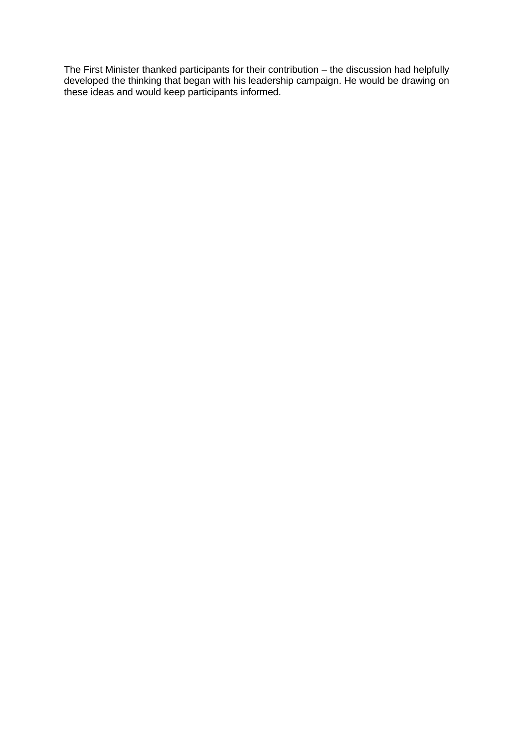The First Minister thanked participants for their contribution – the discussion had helpfully developed the thinking that began with his leadership campaign. He would be drawing on these ideas and would keep participants informed.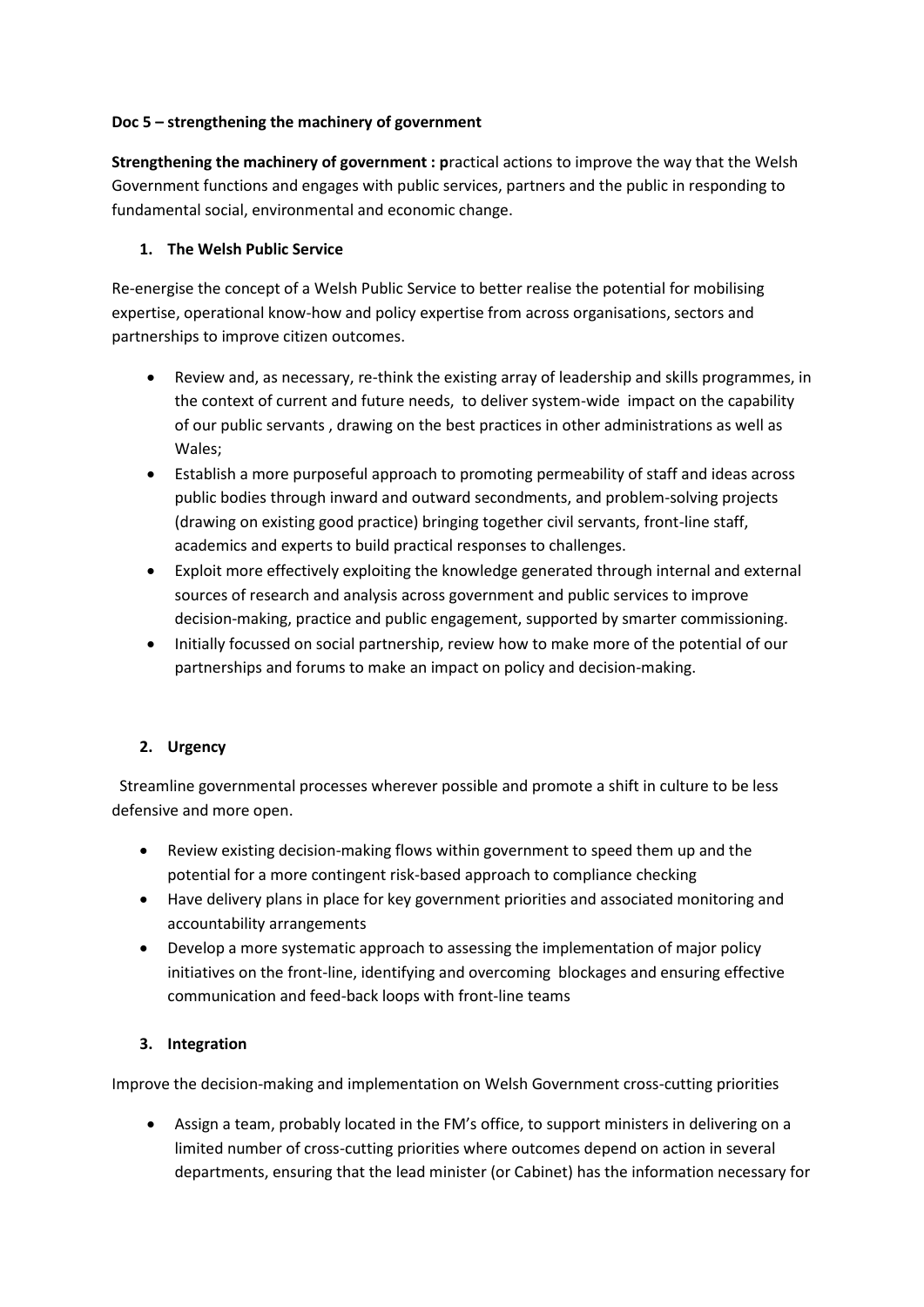**Doc 5 – strengthening the machinery of government**

**Strengthening the machinery of government : p**ractical actions to improve the way that the Welsh Government functions and engages with public services, partners and the public in responding to fundamental social, environmental and economic change.

1. **The Welsh Public Service**

Re-energise the concept of a Welsh Public Service to better realise the potential for mobilising expertise, operational know-how and policy expertise from across organisations, sectors and partnerships to improve citizen outcomes.

- Review and, as necessary, re-think the existing array of leadership and skills programmes, in the context of current and future needs, to deliver system-wide impact on the capability of our public servants , drawing on the best practices in other administrations as well as Wales;
- Establish a more purposeful approach to promoting permeability of staff and ideas across public bodies through inward and outward secondments, and problem-solving projects (drawing on existing good practice) bringing together civil servants, front-line staff, academics and experts to build practical responses to challenges.
- Exploit more effectively exploiting the knowledge generated through internal and external sources of research and analysis across government and public services to improve decision-making, practice and public engagement, supported by smarter commissioning.
- Initially focussed on social partnership, review how to make more of the potential of our partnerships and forums to make an impact on policy and decision-making.

2. **Urgency**

Streamline governmental processes wherever possible and promote a shift in culture to be less defensive and more open.

- Review existing decision-making flows within government to speed them up and the potential for a more contingent risk-based approach to compliance checking
- Have delivery plans in place for key government priorities and associated monitoring and accountability arrangements
- Develop a more systematic approach to assessing the implementation of major policy initiatives on the front-line, identifying and overcoming blockages and ensuring effective communication and feed-back loops with front-line teams

3. **Integration**

Improve the decision-making and implementation on Welsh Government cross-cutting priorities

- Assign a team, probably located in the FM's office, to support ministers in delivering on a limited number of cross-cutting priorities where outcomes depend on action in several departments, ensuring that the lead minister (or Cabinet) has the information necessary for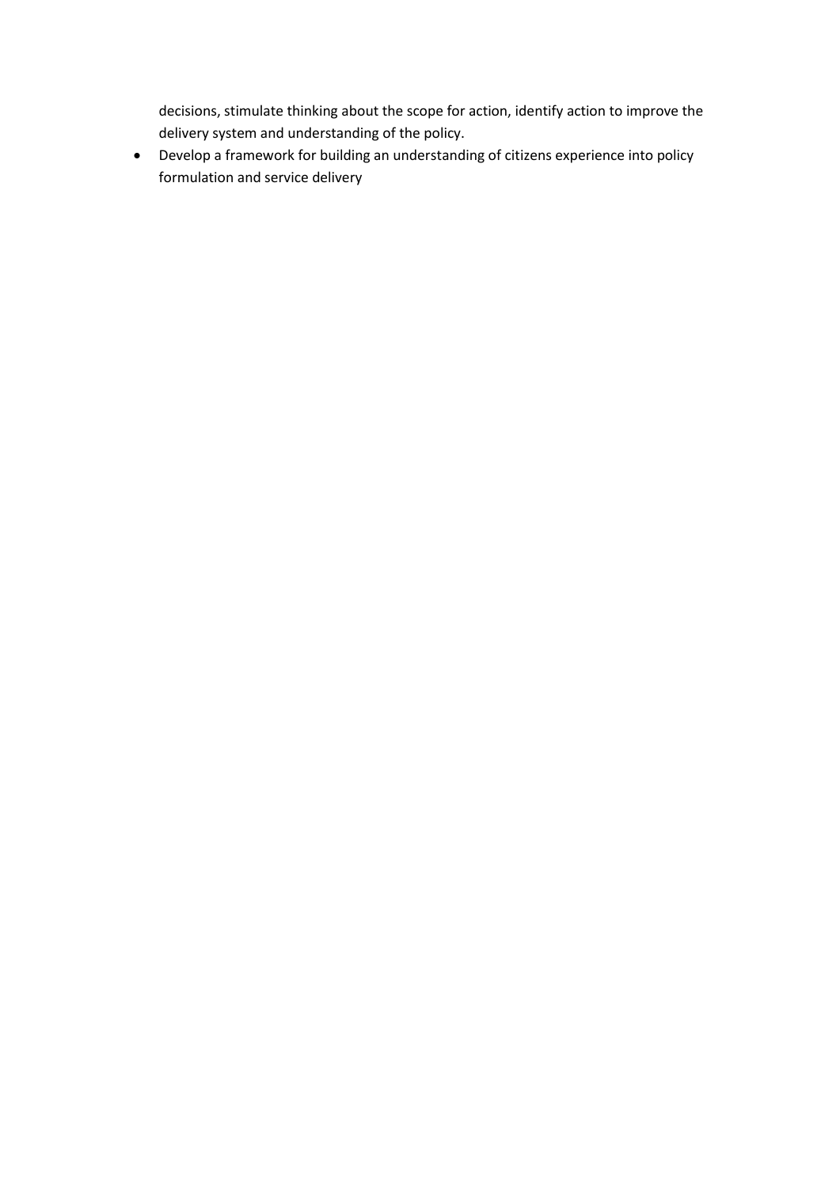decisions, stimulate thinking about the scope for action, identify action to improve the delivery system and understanding of the policy.

- Develop a framework for building an understanding of citizens experience into policy formulation and service delivery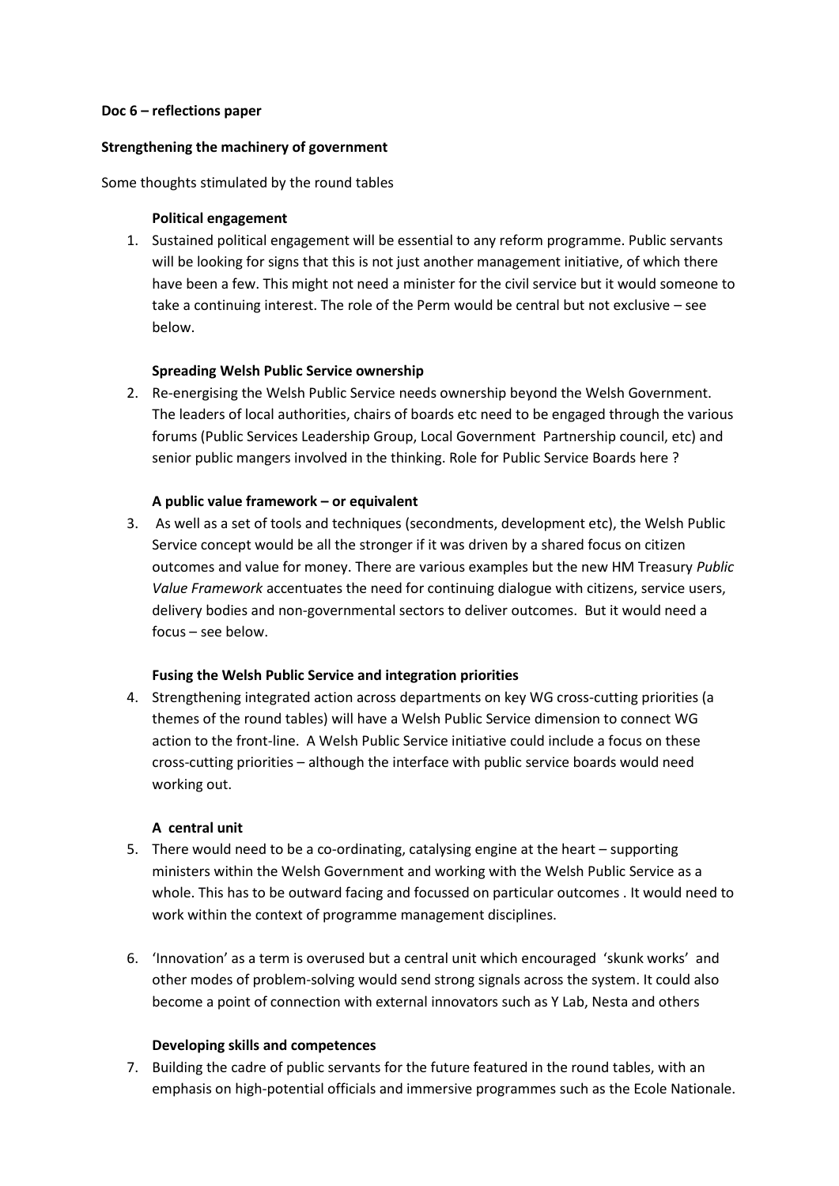**Doc 6 – reflections paper**

**Strengthening the machinery of government**

Some thoughts stimulated by the round tables

**Political engagement**

1. Sustained political engagement will be essential to any reform programme. Public servants will be looking for signs that this is not just another management initiative, of which there have been a few. This might not need a minister for the civil service but it would someone to take a continuing interest. The role of the Perm would be central but not exclusive – see below.

**Spreading Welsh Public Service ownership**

2. Re-energising the Welsh Public Service needs ownership beyond the Welsh Government. The leaders of local authorities, chairs of boards etc need to be engaged through the various forums (Public Services Leadership Group, Local Government Partnership council, etc) and senior public mangers involved in the thinking. Role for Public Service Boards here ?

**A public value framework – or equivalent**

3. As well as a set of tools and techniques (secondments, development etc), the Welsh Public Service concept would be all the stronger if it was driven by a shared focus on citizen outcomes and value for money. There are various examples but the new HM Treasury *Public Value Framework* accentuates the need for continuing dialogue with citizens, service users, delivery bodies and non-governmental sectors to deliver outcomes. But it would need a focus – see below.

**Fusing the Welsh Public Service and integration priorities**

4. Strengthening integrated action across departments on key WG cross-cutting priorities (a themes of the round tables) will have a Welsh Public Service dimension to connect WG action to the front-line. A Welsh Public Service initiative could include a focus on these cross-cutting priorities – although the interface with public service boards would need working out.

**A central unit**

5. There would need to be a co-ordinating, catalysing engine at the heart – supporting ministers within the Welsh Government and working with the Welsh Public Service as a whole. This has to be outward facing and focussed on particular outcomes . It would need to work within the context of programme management disciplines.

6. 'Innovation' as a term is overused but a central unit which encouraged 'skunk works' and other modes of problem-solving would send strong signals across the system. It could also become a point of connection with external innovators such as Y Lab, Nesta and others

**Developing skills and competences**

7. Building the cadre of public servants for the future featured in the round tables, with an emphasis on high-potential officials and immersive programmes such as the Ecole Nationale.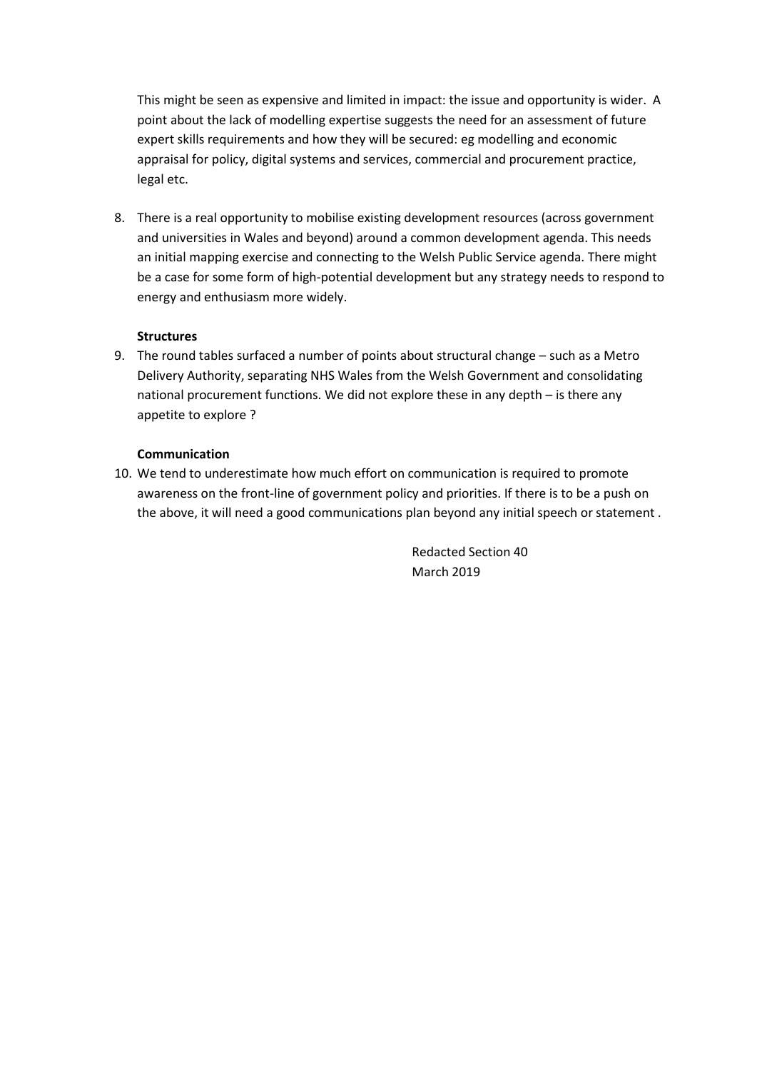This might be seen as expensive and limited in impact: the issue and opportunity is wider. A point about the lack of modelling expertise suggests the need for an assessment of future expert skills requirements and how they will be secured: eg modelling and economic appraisal for policy, digital systems and services, commercial and procurement practice, legal etc.

8. There is a real opportunity to mobilise existing development resources (across government and universities in Wales and beyond) around a common development agenda. This needs an initial mapping exercise and connecting to the Welsh Public Service agenda. There might be a case for some form of high-potential development but any strategy needs to respond to energy and enthusiasm more widely.

**Structures**

9. The round tables surfaced a number of points about structural change – such as a Metro Delivery Authority, separating NHS Wales from the Welsh Government and consolidating national procurement functions. We did not explore these in any depth – is there any appetite to explore ?

**Communication**

10. We tend to underestimate how much effort on communication is required to promote awareness on the front-line of government policy and priorities. If there is to be a push on the above, it will need a good communications plan beyond any initial speech or statement .

Redacted Section 40
March 2019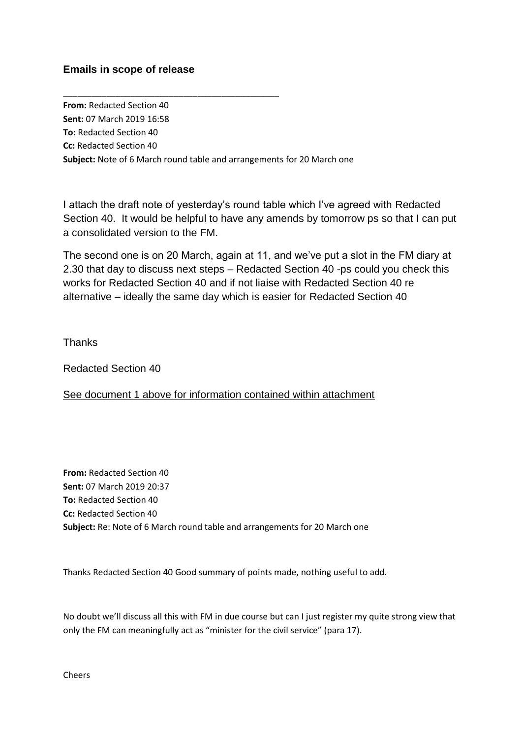### Emails in scope of release

---

**From:** Redacted Section 40
**Sent:** 07 March 2019 16:58
**To:** Redacted Section 40
**Cc:** Redacted Section 40
**Subject:** Note of 6 March round table and arrangements for 20 March one

I attach the draft note of yesterday's round table which I've agreed with Redacted Section 40. It would be helpful to have any amends by tomorrow ps so that I can put a consolidated version to the FM.

The second one is on 20 March, again at 11, and we've put a slot in the FM diary at 2.30 that day to discuss next steps – Redacted Section 40 -ps could you check this works for Redacted Section 40 and if not liaise with Redacted Section 40 re alternative – ideally the same day which is easier for Redacted Section 40

Thanks

Redacted Section 40

<u>See document 1 above for information contained within attachment</u>

**From:** Redacted Section 40
**Sent:** 07 March 2019 20:37
**To:** Redacted Section 40
**Cc:** Redacted Section 40
**Subject:** Re: Note of 6 March round table and arrangements for 20 March one

Thanks Redacted Section 40 Good summary of points made, nothing useful to add.

No doubt we'll discuss all this with FM in due course but can I just register my quite strong view that only the FM can meaningfully act as "minister for the civil service" (para 17).

Cheers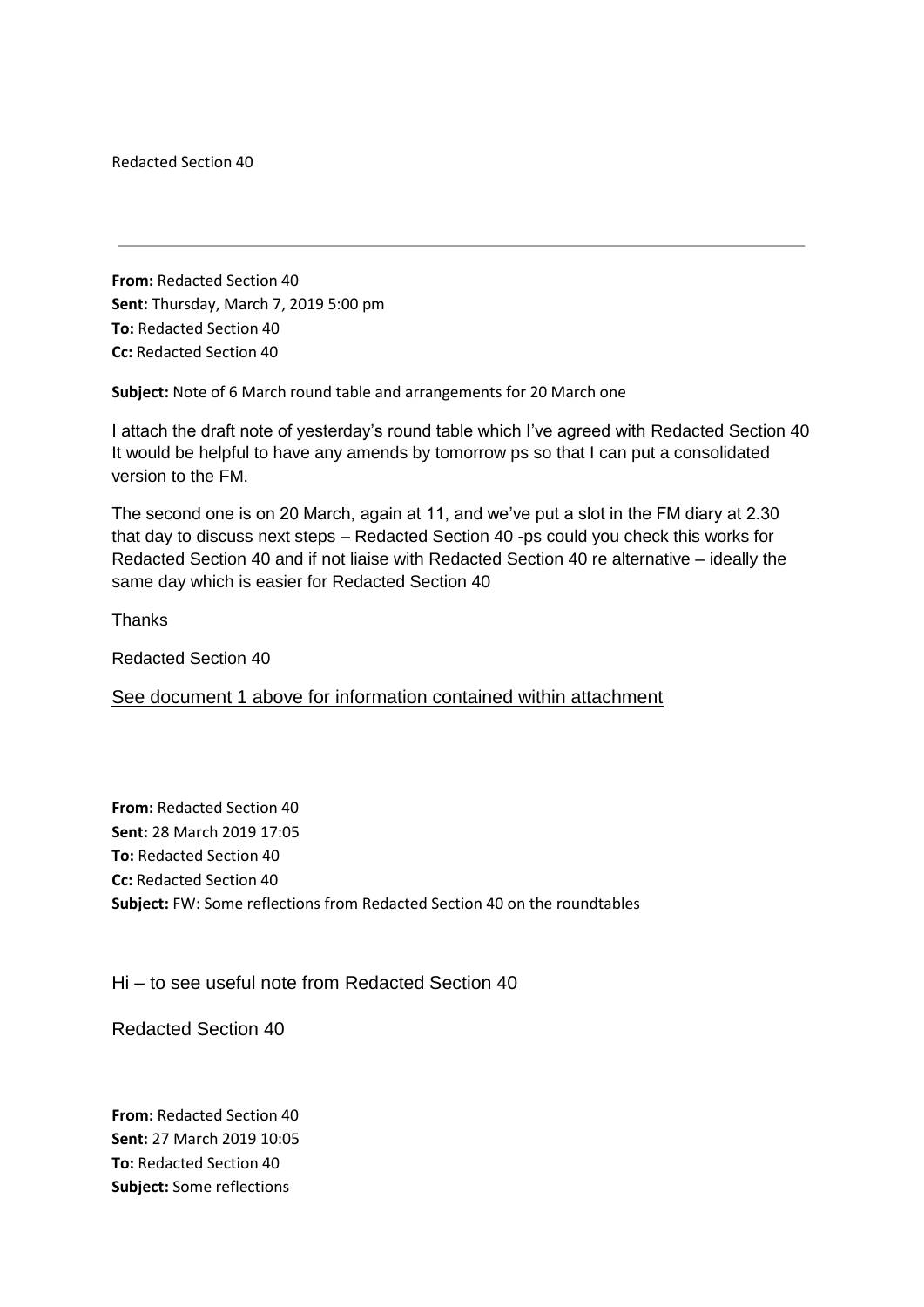Redacted Section 40

---

**From:** Redacted Section 40
**Sent:** Thursday, March 7, 2019 5:00 pm
**To:** Redacted Section 40
**Cc:** Redacted Section 40

**Subject:** Note of 6 March round table and arrangements for 20 March one

I attach the draft note of yesterday's round table which I've agreed with Redacted Section 40 It would be helpful to have any amends by tomorrow ps so that I can put a consolidated version to the FM.

The second one is on 20 March, again at 11, and we've put a slot in the FM diary at 2.30 that day to discuss next steps – Redacted Section 40 -ps could you check this works for Redacted Section 40 and if not liaise with Redacted Section 40 re alternative – ideally the same day which is easier for Redacted Section 40

Thanks

Redacted Section 40

See document 1 above for information contained within attachment

**From:** Redacted Section 40
**Sent:** 28 March 2019 17:05
**To:** Redacted Section 40
**Cc:** Redacted Section 40
**Subject:** FW: Some reflections from Redacted Section 40 on the roundtables

Hi – to see useful note from Redacted Section 40

Redacted Section 40

**From:** Redacted Section 40
**Sent:** 27 March 2019 10:05
**To:** Redacted Section 40
**Subject:** Some reflections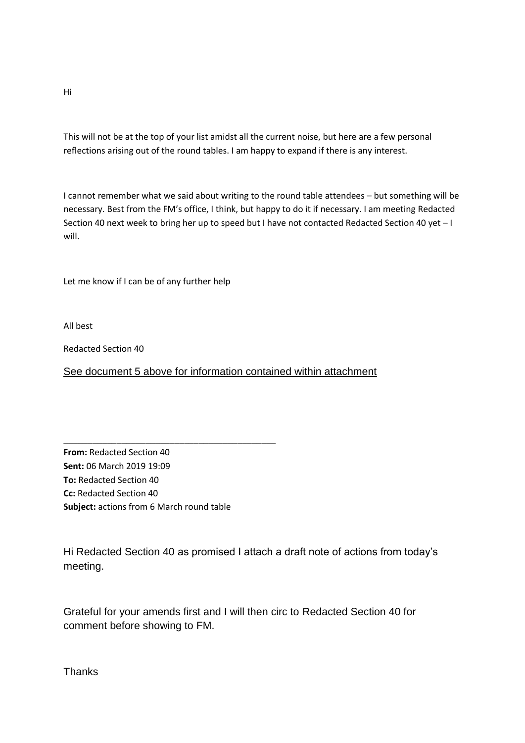Hi

This will not be at the top of your list amidst all the current noise, but here are a few personal reflections arising out of the round tables. I am happy to expand if there is any interest.

I cannot remember what we said about writing to the round table attendees – but something will be necessary. Best from the FM's office, I think, but happy to do it if necessary. I am meeting Redacted Section 40 next week to bring her up to speed but I have not contacted Redacted Section 40 yet – I will.

Let me know if I can be of any further help

All best

Redacted Section 40

See document 5 above for information contained within attachment

---

**From:** Redacted Section 40
**Sent:** 06 March 2019 19:09
**To:** Redacted Section 40
**Cc:** Redacted Section 40
**Subject:** actions from 6 March round table

Hi Redacted Section 40 as promised I attach a draft note of actions from today's meeting.

Grateful for your amends first and I will then circ to Redacted Section 40 for comment before showing to FM.

Thanks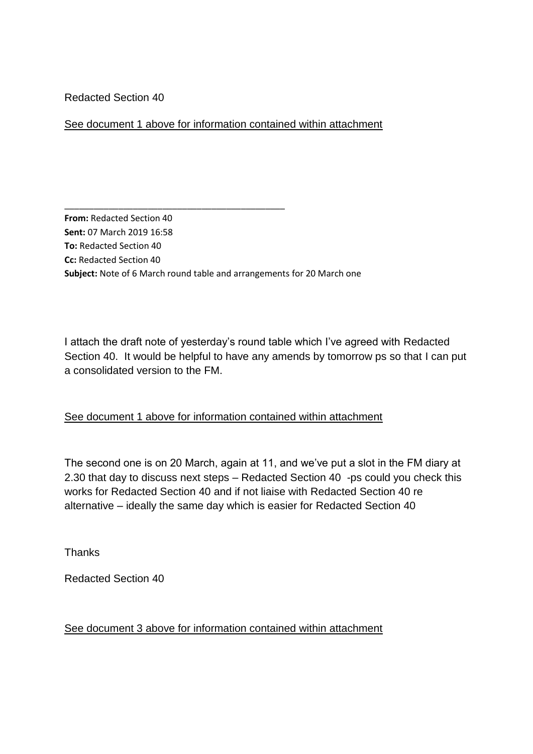Redacted Section 40

See document 1 above for information contained within attachment

---

**From:** Redacted Section 40
**Sent:** 07 March 2019 16:58
**To:** Redacted Section 40
**Cc:** Redacted Section 40
**Subject:** Note of 6 March round table and arrangements for 20 March one

I attach the draft note of yesterday's round table which I've agreed with Redacted Section 40. It would be helpful to have any amends by tomorrow ps so that I can put a consolidated version to the FM.

See document 1 above for information contained within attachment

The second one is on 20 March, again at 11, and we've put a slot in the FM diary at 2.30 that day to discuss next steps – Redacted Section 40 -ps could you check this works for Redacted Section 40 and if not liaise with Redacted Section 40 re alternative – ideally the same day which is easier for Redacted Section 40

Thanks

Redacted Section 40

See document 3 above for information contained within attachment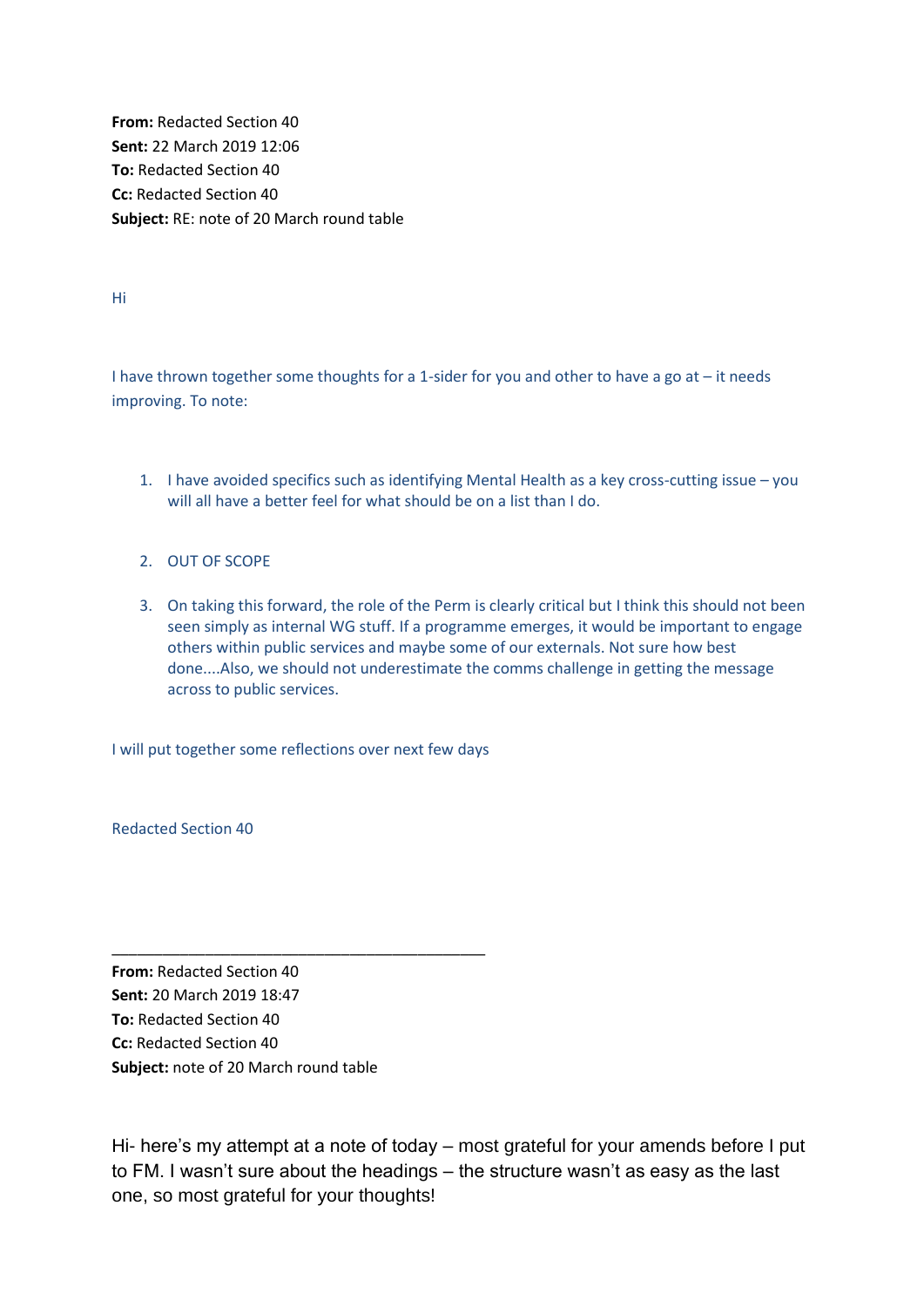**From:** Redacted Section 40
**Sent:** 22 March 2019 12:06
**To:** Redacted Section 40
**Cc:** Redacted Section 40
**Subject:** RE: note of 20 March round table

Hi

I have thrown together some thoughts for a 1-sider for you and other to have a go at – it needs improving. To note:

1. I have avoided specifics such as identifying Mental Health as a key cross-cutting issue – you will all have a better feel for what should be on a list than I do.

2. OUT OF SCOPE

3. On taking this forward, the role of the Perm is clearly critical but I think this should not been seen simply as internal WG stuff. If a programme emerges, it would be important to engage others within public services and maybe some of our externals. Not sure how best done....Also, we should not underestimate the comms challenge in getting the message across to public services.

I will put together some reflections over next few days

Redacted Section 40

---

**From:** Redacted Section 40
**Sent:** 20 March 2019 18:47
**To:** Redacted Section 40
**Cc:** Redacted Section 40
**Subject:** note of 20 March round table

Hi- here's my attempt at a note of today – most grateful for your amends before I put to FM. I wasn't sure about the headings – the structure wasn't as easy as the last one, so most grateful for your thoughts!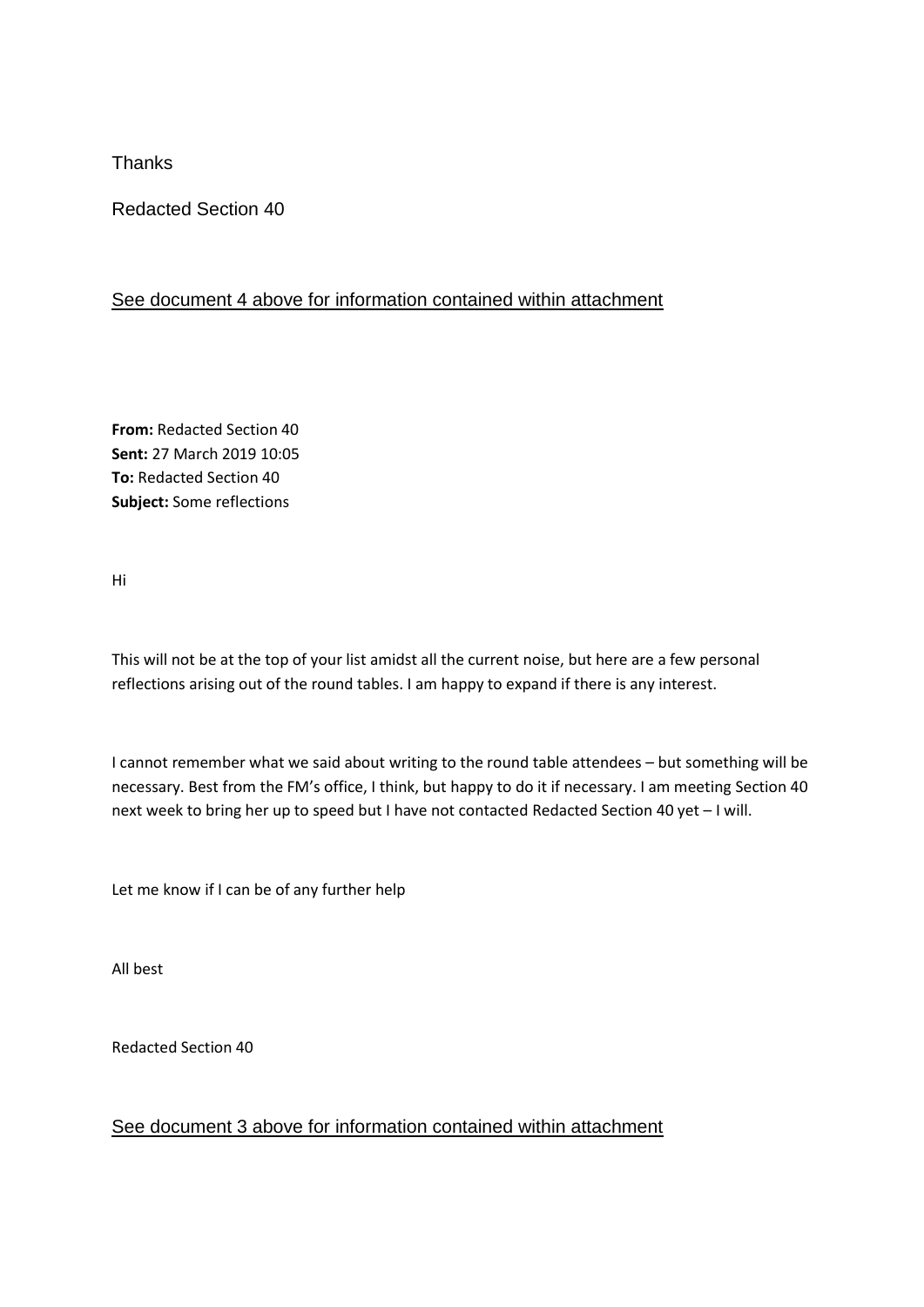Thanks

Redacted Section 40

See document 4 above for information contained within attachment

**From:** Redacted Section 40
**Sent:** 27 March 2019 10:05
**To:** Redacted Section 40
**Subject:** Some reflections

Hi

This will not be at the top of your list amidst all the current noise, but here are a few personal reflections arising out of the round tables. I am happy to expand if there is any interest.

I cannot remember what we said about writing to the round table attendees – but something will be necessary. Best from the FM's office, I think, but happy to do it if necessary. I am meeting Section 40 next week to bring her up to speed but I have not contacted Redacted Section 40 yet – I will.

Let me know if I can be of any further help

All best

Redacted Section 40

See document 3 above for information contained within attachment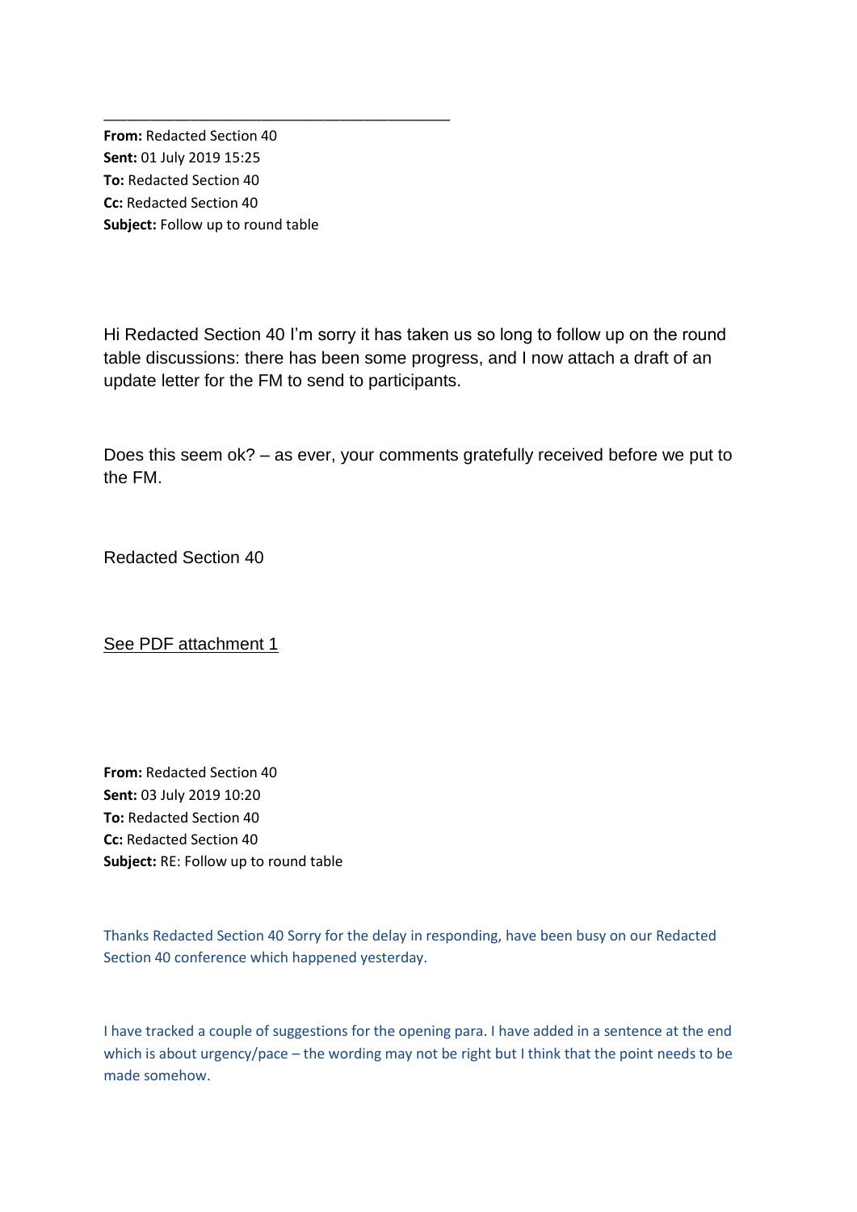---

**From:** Redacted Section 40
**Sent:** 01 July 2019 15:25
**To:** Redacted Section 40
**Cc:** Redacted Section 40
**Subject:** Follow up to round table

Hi Redacted Section 40 I'm sorry it has taken us so long to follow up on the round table discussions: there has been some progress, and I now attach a draft of an update letter for the FM to send to participants.

Does this seem ok? – as ever, your comments gratefully received before we put to the FM.

Redacted Section 40

See PDF attachment 1

**From:** Redacted Section 40
**Sent:** 03 July 2019 10:20
**To:** Redacted Section 40
**Cc:** Redacted Section 40
**Subject:** RE: Follow up to round table

Thanks Redacted Section 40 Sorry for the delay in responding, have been busy on our Redacted Section 40 conference which happened yesterday.

I have tracked a couple of suggestions for the opening para. I have added in a sentence at the end which is about urgency/pace – the wording may not be right but I think that the point needs to be made somehow.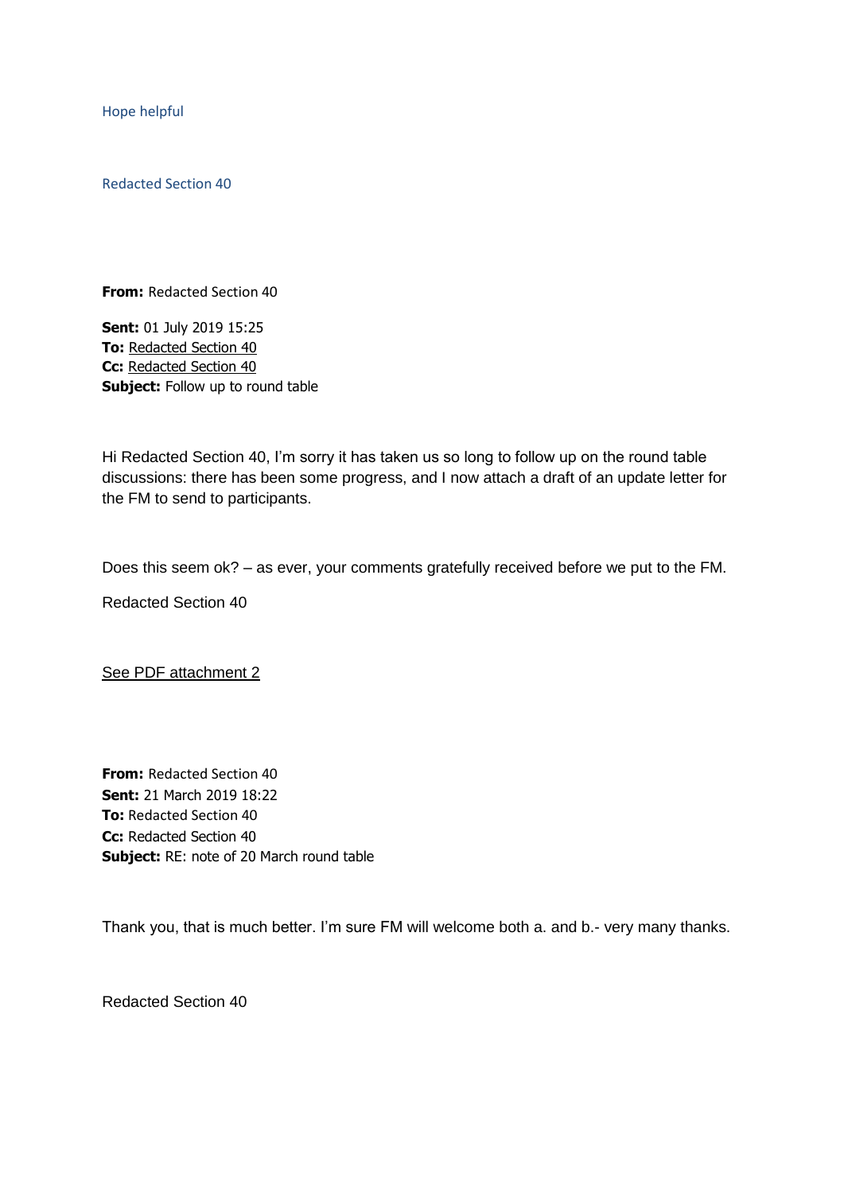Hope helpful

Redacted Section 40

**From:** Redacted Section 40
**Sent:** 01 July 2019 15:25
**To:** Redacted Section 40
**Cc:** Redacted Section 40
**Subject:** Follow up to round table

Hi Redacted Section 40, I'm sorry it has taken us so long to follow up on the round table discussions: there has been some progress, and I now attach a draft of an update letter for the FM to send to participants.

Does this seem ok? – as ever, your comments gratefully received before we put to the FM.

Redacted Section 40

See PDF attachment 2

**From:** Redacted Section 40
**Sent:** 21 March 2019 18:22
**To:** Redacted Section 40
**Cc:** Redacted Section 40
**Subject:** RE: note of 20 March round table

Thank you, that is much better. I'm sure FM will welcome both a. and b.- very many thanks.

Redacted Section 40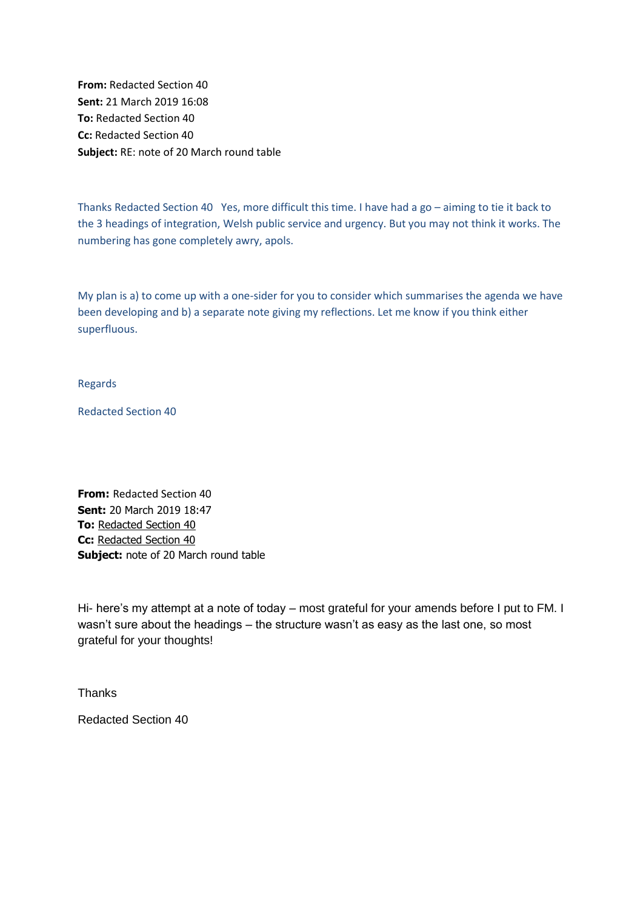**From:** Redacted Section 40
**Sent:** 21 March 2019 16:08
**To:** Redacted Section 40
**Cc:** Redacted Section 40
**Subject:** RE: note of 20 March round table

Thanks Redacted Section 40 Yes, more difficult this time. I have had a go – aiming to tie it back to the 3 headings of integration, Welsh public service and urgency. But you may not think it works. The numbering has gone completely awry, apols.

My plan is a) to come up with a one-sider for you to consider which summarises the agenda we have been developing and b) a separate note giving my reflections. Let me know if you think either superfluous.

Regards

Redacted Section 40

**From:** Redacted Section 40
**Sent:** 20 March 2019 18:47
**To:** Redacted Section 40
**Cc:** Redacted Section 40
**Subject:** note of 20 March round table

Hi- here's my attempt at a note of today – most grateful for your amends before I put to FM. I wasn't sure about the headings – the structure wasn't as easy as the last one, so most grateful for your thoughts!

Thanks

Redacted Section 40